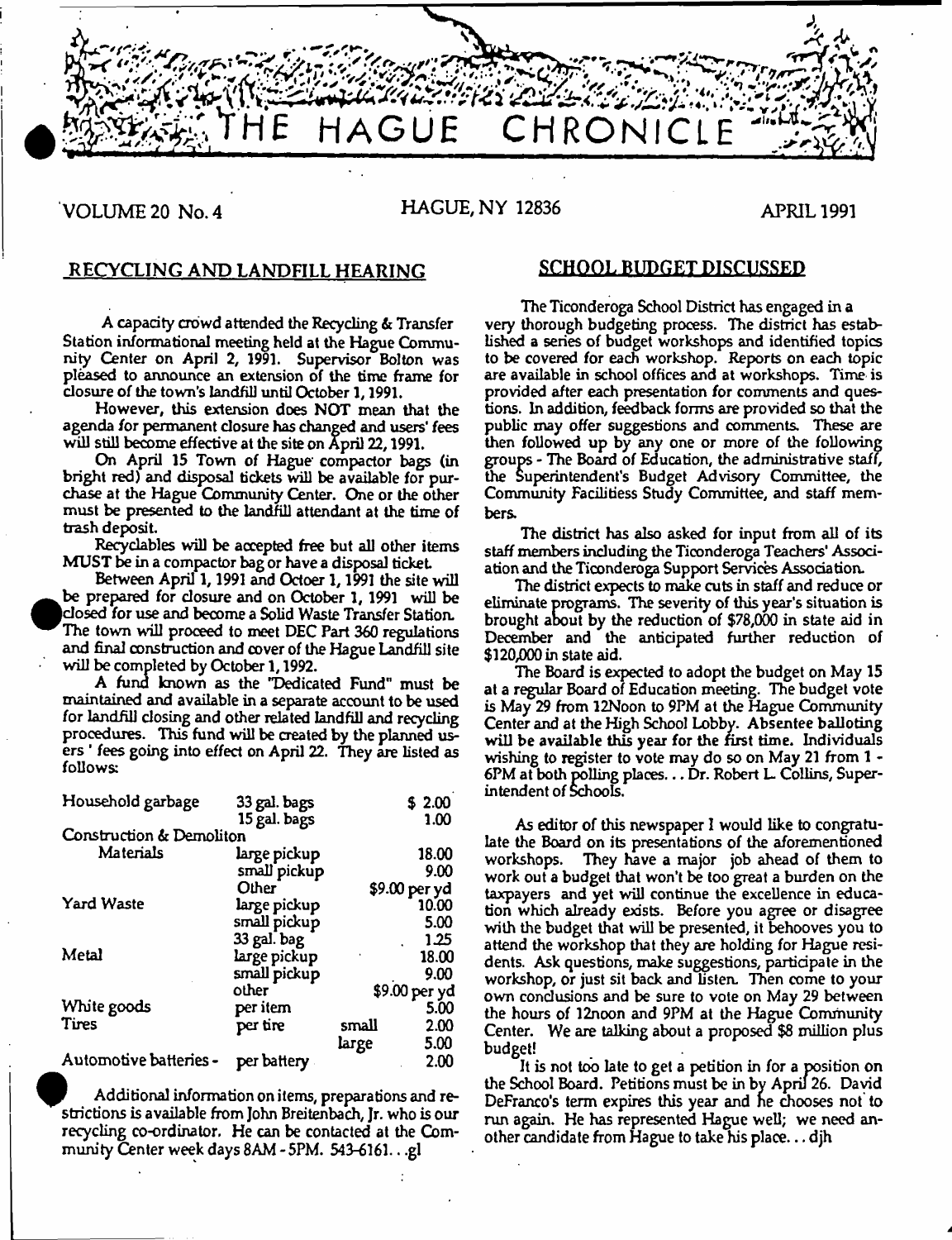# THE HAGUE CHRONICLE

VOLUME 20 No. 4 HAGUE, NY 12836 APRIL 1991

## RECYCLING AND LANDFILL HEARING

A capacity crowd attended the Recycling & Transfer Station informational meeting held at the Hague Community Center on April 2, 1991. Supervisor Bolton was pleased to announce an extension of the time frame for closure of the town's landfill until October 1, 1991.

However, this extension does NOT mean that the agenda for permanent closure has changed and users' fees will still become effective at the site on April 22, 1991.

On April 15 Town of Hague compactor bags (in bright red) and disposal tickets will be available for purchase at the Hague Community Center. One or the other must be presented to the landfill attendant at the time of trash deposit.

Recyclables will be accepted free but all other items MUST be in a compactor bag or have a disposal ticket.

Between April 1, 1991 and Octoer 1, 1991 the site will be prepared for closure and on October 1, 1991 will be closed for use and become a Solid Waste Transfer Station. The town will proceed to meet DEC Part 360 regulations and final construction and cover of the Hague Landfill site will be completed by October 1, 1992.

A fund known as the "Dedicated Fund" must be maintained and available in a separate account to be used for landfill closing and other related landfill and recycling procedures. This fund will be created by the planned users' fees going into effect on April 22. They are listed as follows:

| | | | |
|---|---|---|---|
| Household garbage | 33 gal. bags | | $ 2.00 |
| | 15 gal. bags | | 1.00 |
| Construction & Demoliton | | | |
| Materials | large pickup | | 18.00 |
| | small pickup | | 9.00 |
| | Other | | $9.00 per yd |
| Yard Waste | large pickup | | 10.00 |
| | small pickup | | 5.00 |
| | 33 gal. bag | | 1.25 |
| Metal | large pickup | | 18.00 |
| | small pickup | | 9.00 |
| | other | | $9.00 per yd |
| White goods | per item | | 5.00 |
| Tires | per tire | small | 2.00 |
| | | large | 5.00 |
| Automotive batteries - | per battery | | 2.00 |

Additional information on items, preparations and restrictions is available from John Breitenbach, Jr. who is our recycling co-ordinator. He can be contacted at the Community Center week days 8AM - 5PM. 543-6161...gl

## SCHOOL BUDGET DISCUSSED

The Ticonderoga School District has engaged in a very thorough budgeting process. The district has established a series of budget workshops and identified topics to be covered for each workshop. Reports on each topic are available in school offices and at workshops. Time is provided after each presentation for comments and questions. In addition, feedback forms are provided so that the public may offer suggestions and comments. These are then followed up by any one or more of the following groups - The Board of Education, the administrative staff, the Superintendent's Budget Advisory Committee, the Community Facilitiess Study Committee, and staff members.

The district has also asked for input from all of its staff members including the Ticonderoga Teachers' Association and the Ticonderoga Support Services Association.

The district expects to make cuts in staff and reduce or eliminate programs. The severity of this year's situation is brought about by the reduction of $78,000 in state aid in December and the anticipated further reduction of $120,000 in state aid.

The Board is expected to adopt the budget on May 15 at a regular Board of Education meeting. The budget vote is May 29 from 12Noon to 9PM at the Hague Community Center and at the High School Lobby. Absentee balloting will be available this year for the first time. Individuals wishing to register to vote may do so on May 21 from 1 - 6PM at both polling places... Dr. Robert L. Collins, Superintendent of Schools.

As editor of this newspaper I would like to congratulate the Board on its presentations of the aforementioned workshops. They have a major job ahead of them to work out a budget that won't be too great a burden on the taxpayers and yet will continue the excellence in education which already exists. Before you agree or disagree with the budget that will be presented, it behooves you to attend the workshop that they are holding for Hague residents. Ask questions, make suggestions, participate in the workshop, or just sit back and listen. Then come to your own conclusions and be sure to vote on May 29 between the hours of 12noon and 9PM at the Hague Community Center. We are talking about a proposed $8 million plus budget!

It is not too late to get a petition in for a position on the School Board. Petitions must be in by April 26. David DeFranco's term expires this year and he chooses not to run again. He has represented Hague well; we need another candidate from Hague to take his place... djh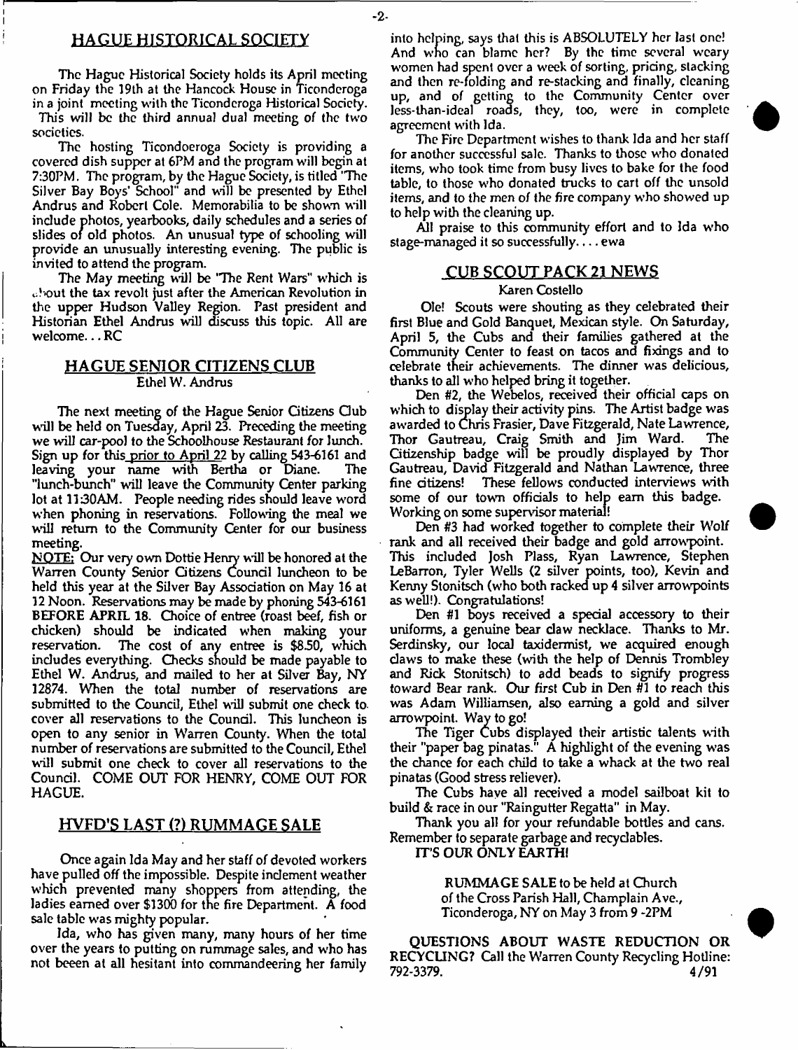## HAGUE HISTORICAL SOCIETY

The Hague Historical Society holds its April meeting on Friday the 19th at the Hancock House in Ticonderoga in a joint meeting with the Ticonderoga Historical Society. This will be the third annual dual meeting of the two societies.

The hosting Ticondoeroga Society is providing a covered dish supper at 6PM and the program will begin at 7:30PM. The program, by the Hague Society, is titled "The Silver Bay Boys' School" and will be presented by Ethel Andrus and Robert Cole. Memorabilia to be shown will include photos, yearbooks, daily schedules and a series of slides of old photos. An unusual type of schooling will provide an unusually interesting evening. The public is invited to attend the program.

The May meeting will be "The Rent Wars" which is about the tax revolt just after the American Revolution in the upper Hudson Valley Region. Past president and Historian Ethel Andrus will discuss this topic. All are welcome... RC

## HAGUE SENIOR CITIZENS CLUB

Ethel W. Andrus

The next meeting of the Hague Senior Citizens Club will be held on Tuesday, April 23. Preceding the meeting we will car-pool to the Schoolhouse Restaurant for lunch. Sign up for this prior to April 22 by calling 543-6161 and leaving your name with Bertha or Diane. The "lunch-bunch" will leave the Community Center parking lot at 11:30AM. People needing rides should leave word when phoning in reservations. Following the meal we will return to the Community Center for our business meeting.

NOTE: Our very own Dottie Henry will be honored at the Warren County Senior Citizens Council luncheon to be held this year at the Silver Bay Association on May 16 at 12 Noon. Reservations may be made by phoning 543-6161 **BEFORE APRIL 18**. Choice of entree (roast beef, fish or chicken) should be indicated when making your reservation. The cost of any entree is $8.50, which includes everything. Checks should be made payable to Ethel W. Andrus, and mailed to her at Silver Bay, NY 12874. When the total number of reservations are submitted to the Council, Ethel will submit one check to cover all reservations to the Council. This luncheon is open to any senior in Warren County. When the total number of reservations are submitted to the Council, Ethel will submit one check to cover all reservations to the Council. COME OUT FOR HENRY, COME OUT FOR HAGUE.

## HVFD'S LAST (?) RUMMAGE SALE

Once again Ida May and her staff of devoted workers have pulled off the impossible. Despite inclement weather which prevented many shoppers from attending, the ladies earned over $1300 for the fire Department. A food sale table was mighty popular.

Ida, who has given many, many hours of her time over the years to putting on rummage sales, and who has not beeen at all hesitant into commandeering her family into helping, says that this is ABSOLUTELY her last one! And who can blame her? By the time several weary women had spent over a week of sorting, pricing, stacking and then re-folding and re-stacking and finally, cleaning up, and of getting to the Community Center over less-than-ideal roads, they, too, were in complete agreement with Ida.

The Fire Department wishes to thank Ida and her staff for another successful sale. Thanks to those who donated items, who took time from busy lives to bake for the food table, to those who donated trucks to cart off the unsold items, and to the men of the fire company who showed up to help with the cleaning up.

All praise to this community effort and to Ida who stage-managed it so successfully.... ewa

## CUB SCOUT PACK 21 NEWS

Karen Costello

Ole! Scouts were shouting as they celebrated their first Blue and Gold Banquet, Mexican style. On Saturday, April 5, the Cubs and their families gathered at the Community Center to feast on tacos and fixings and to celebrate their achievements. The dinner was delicious, thanks to all who helped bring it together.

Den #2, the Webelos, received their official caps on which to display their activity pins. The Artist badge was awarded to Chris Frasier, Dave Fitzgerald, Nate Lawrence, Thor Gautreau, Craig Smith and Jim Ward. The Citizenship badge will be proudly displayed by Thor Gautreau, David Fitzgerald and Nathan Lawrence, three fine citizens! These fellows conducted interviews with some of our town officials to help earn this badge. Working on some supervisor material!

Den #3 had worked together to complete their Wolf rank and all received their badge and gold arrowpoint. This included Josh Plass, Ryan Lawrence, Stephen LeBarron, Tyler Wells (2 silver points, too), Kevin and Kenny Stonitsch (who both racked up 4 silver arrowpoints as well!). Congratulations!

Den #1 boys received a special accessory to their uniforms, a genuine bear claw necklace. Thanks to Mr. Serdinsky, our local taxidermist, we acquired enough claws to make these (with the help of Dennis Trombley and Rick Stonitsch) to add beads to signify progress toward Bear rank. Our first Cub in Den #1 to reach this was Adam Williamsen, also earning a gold and silver arrowpoint. Way to go!

The Tiger Cubs displayed their artistic talents with their "paper bag pinatas." A highlight of the evening was the chance for each child to take a whack at the two real pinatas (Good stress reliever).

The Cubs have all received a model sailboat kit to build & race in our "Raingutter Regatta" in May.

Thank you all for your refundable bottles and cans. Remember to separate garbage and recyclables.

**IT'S OUR ONLY EARTH!**

> **RUMMAGE SALE** to be held at Church of the Cross Parish Hall, Champlain Ave., Ticonderoga, NY on May 3 from 9 -2PM

**QUESTIONS ABOUT WASTE REDUCTION OR RECYCLING?** Call the Warren County Recycling Hotline: 792-3379. 4/91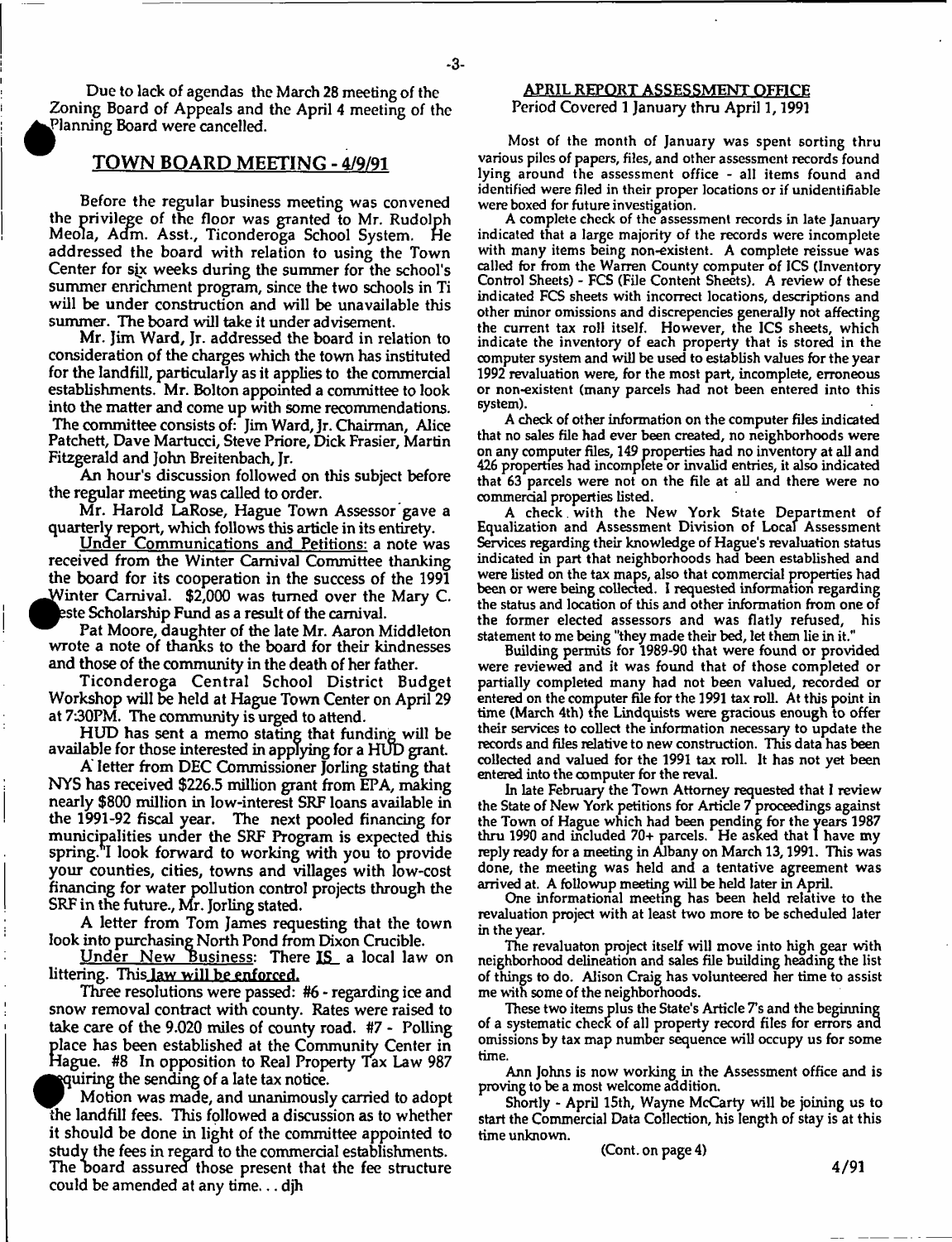Due to lack of agendas the March 28 meeting of the Zoning Board of Appeals and the April 4 meeting of the Planning Board were cancelled.

## TOWN BOARD MEETING - 4/9/91

Before the regular business meeting was convened the privilege of the floor was granted to Mr. Rudolph Meola, Adm. Asst., Ticonderoga School System. He addressed the board with relation to using the Town Center for six weeks during the summer for the school's summer enrichment program, since the two schools in Ti will be under construction and will be unavailable this summer. The board will take it under advisement.

Mr. Jim Ward, Jr. addressed the board in relation to consideration of the charges which the town has instituted for the landfill, particularly as it applies to the commercial establishments. Mr. Bolton appointed a committee to look into the matter and come up with some recommendations. The committee consists of: Jim Ward, Jr. Chairman, Alice Patchett, Dave Martucci, Steve Priore, Dick Frasier, Martin Fitzgerald and John Breitenbach, Jr.

An hour's discussion followed on this subject before the regular meeting was called to order.

Mr. Harold LaRose, Hague Town Assessor gave a quarterly report, which follows this article in its entirety.

Under Communications and Petitions: a note was received from the Winter Carnival Committee thanking the board for its cooperation in the success of the 1991 Winter Carnival. $2,000 was turned over the Mary C. Leste Scholarship Fund as a result of the carnival.

Pat Moore, daughter of the late Mr. Aaron Middleton wrote a note of thanks to the board for their kindnesses and those of the community in the death of her father.

Ticonderoga Central School District Budget Workshop will be held at Hague Town Center on April 29 at 7:30PM. The community is urged to attend.

HUD has sent a memo stating that funding will be available for those interested in applying for a HUD grant.

A letter from DEC Commissioner Jorling stating that NYS has received $226.5 million grant from EPA, making nearly $800 million in low-interest SRF loans available in the 1991-92 fiscal year. The next pooled financing for municipalities under the SRF Program is expected this spring."I look forward to working with you to provide your counties, cities, towns and villages with low-cost financing for water pollution control projects through the SRF in the future., Mr. Jorling stated.

A letter from Tom James requesting that the town look into purchasing North Pond from Dixon Crucible.

Under New Business: There IS a local law on littering. This law will be enforced.

Three resolutions were passed: #6 - regarding ice and snow removal contract with county. Rates were raised to take care of the 9.020 miles of county road. #7 - Polling place has been established at the Community Center in Hague. #8 In opposition to Real Property Tax Law 987 requiring the sending of a late tax notice.

Motion was made, and unanimously carried to adopt the landfill fees. This followed a discussion as to whether it should be done in light of the committee appointed to study the fees in regard to the commercial establishments. The board assured those present that the fee structure could be amended at any time... djh

## APRIL REPORT ASSESSMENT OFFICE

Period Covered 1 January thru April 1, 1991

Most of the month of January was spent sorting thru various piles of papers, files, and other assessment records found lying around the assessment office - all items found and identified were filed in their proper locations or if unidentifiable were boxed for future investigation.

A complete check of the assessment records in late January indicated that a large majority of the records were incomplete with many items being non-existent. A complete reissue was called for from the Warren County computer of ICS (Inventory Control Sheets) - FCS (File Content Sheets). A review of these indicated FCS sheets with incorrect locations, descriptions and other minor omissions and discrepencies generally not affecting the current tax roll itself. However, the ICS sheets, which indicate the inventory of each property that is stored in the computer system and will be used to establish values for the year 1992 revaluation were, for the most part, incomplete, erroneous or non-existent (many parcels had not been entered into this system).

A check of other information on the computer files indicated that no sales file had ever been created, no neighborhoods were on any computer files, 149 properties had no inventory at all and 426 properties had incomplete or invalid entries, it also indicated that 63 parcels were not on the file at all and there were no commercial properties listed.

A check with the New York State Department of Equalization and Assessment Division of Local Assessment Services regarding their knowledge of Hague's revaluation status indicated in part that neighborhoods had been established and were listed on the tax maps, also that commercial properties had been or were being collected. I requested information regarding the status and location of this and other information from one of the former elected assessors and was flatly refused, his statement to me being "they made their bed, let them lie in it."

Building permits for 1989-90 that were found or provided were reviewed and it was found that of those completed or partially completed many had not been valued, recorded or entered on the computer file for the 1991 tax roll. At this point in time (March 4th) the Lindquists were gracious enough to offer their services to collect the information necessary to update the records and files relative to new construction. This data has been collected and valued for the 1991 tax roll. It has not yet been entered into the computer for the reval.

In late February the Town Attorney requested that I review the State of New York petitions for Article 7 proceedings against the Town of Hague which had been pending for the years 1987 thru 1990 and included 70+ parcels. He asked that I have my reply ready for a meeting in Albany on March 13, 1991. This was done, the meeting was held and a tentative agreement was arrived at. A followup meeting will be held later in April.

One informational meeting has been held relative to the revaluation project with at least two more to be scheduled later in the year.

The revaluaton project itself will move into high gear with neighborhood delineation and sales file building heading the list of things to do. Alison Craig has volunteered her time to assist me with some of the neighborhoods.

These two items plus the State's Article 7's and the beginning of a systematic check of all property record files for errors and omissions by tax map number sequence will occupy us for some time.

Ann Johns is now working in the Assessment office and is proving to be a most welcome addition.

Shortly - April 15th, Wayne McCarty will be joining us to start the Commercial Data Collection, his length of stay is at this time unknown.

(Cont. on page 4)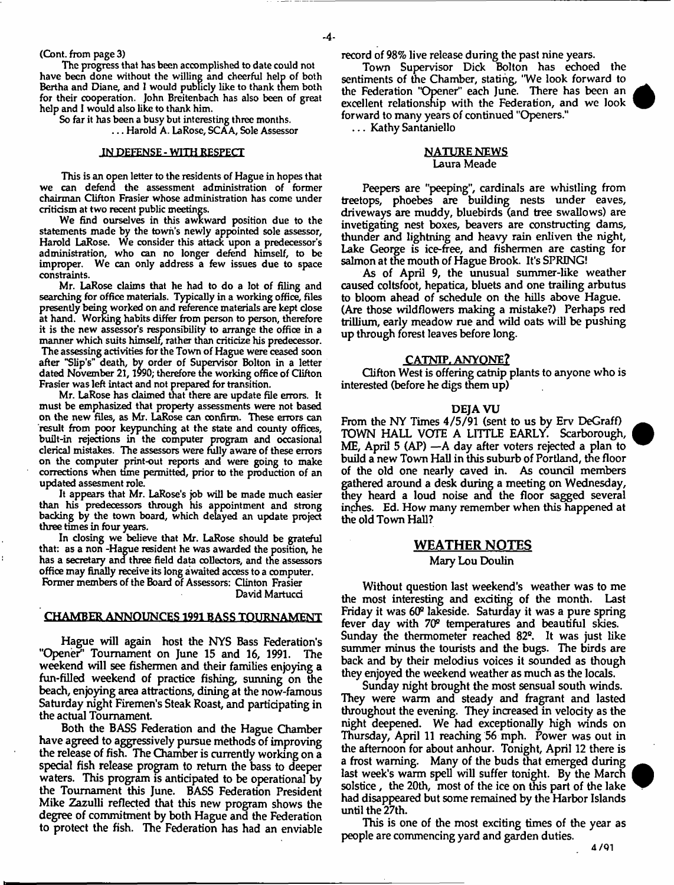(Cont. from page 3)

The progress that has been accomplished to date could not have been done without the willing and cheerful help of both Bertha and Diane, and I would publicly like to thank them both for their cooperation. John Breitenbach has also been of great help and I would also like to thank him.

So far it has been a busy but interesting three months.

... Harold A. LaRose, SCAA, Sole Assessor

## IN DEFENSE - WITH RESPECT

This is an open letter to the residents of Hague in hopes that we can defend the assessment administration of former chairman Clifton Frasier whose administration has come under criticism at two recent public meetings.

We find ourselves in this awkward position due to the statements made by the town's newly appointed sole assessor, Harold LaRose. We consider this attack upon a predecessor's administration, who can no longer defend himself, to be improper. We can only address a few issues due to space constraints.

Mr. LaRose claims that he had to do a lot of filing and searching for office materials. Typically in a working office, files presently being worked on and reference materials are kept close at hand. Working habits differ from person to person, therefore it is the new assessor's responsibility to arrange the office in a manner which suits himself, rather than criticize his predecessor. The assessing activities for the Town of Hague were ceased soon after "Slip's" death, by order of Supervisor Bolton in a letter dated November 21, 1990; therefore the working office of Clifton Frasier was left intact and not prepared for transition.

Mr. LaRose has claimed that there are update file errors. It must be emphasized that property assessments were not based on the new files, as Mr. LaRose can confirm. These errors can result from poor keypunching at the state and county offices, built-in rejections in the computer program and occasional clerical mistakes. The assessors were fully aware of these errors on the computer print-out reports and were going to make corrections when time permitted, prior to the production of an updated assesment role.

It appears that Mr. LaRose's job will be made much easier than his predecessors through his appointment and strong backing by the town board, which delayed an update project three times in four years.

In closing we believe that Mr. LaRose should be grateful that: as a non -Hague resident he was awarded the position, he has a secretary and three field data collectors, and the assessors office may finally receive its long awaited access to a computer.

Former members of the Board of Assessors: Clinton Frasier
David Martucci

## CHAMBER ANNOUNCES 1991 BASS TOURNAMENT

Hague will again host the NYS Bass Federation's "Opener" Tournament on June 15 and 16, 1991. The weekend will see fishermen and their families enjoying a fun-filled weekend of practice fishing, sunning on the beach, enjoying area attractions, dining at the now-famous Saturday night Firemen's Steak Roast, and participating in the actual Tournament.

Both the BASS Federation and the Hague Chamber have agreed to aggressively pursue methods of improving the release of fish. The Chamber is currently working on a special fish release program to return the bass to deeper waters. This program is anticipated to be operational by the Tournament this June. BASS Federation President Mike Zazulli reflected that this new program shows the degree of commitment by both Hague and the Federation to protect the fish. The Federation has had an enviable record of 98% live release during the past nine years.

Town Supervisor Dick Bolton has echoed the sentiments of the Chamber, stating, "We look forward to the Federation "Opener" each June. There has been an excellent relationship with the Federation, and we look forward to many years of continued "Openers."

... Kathy Santaniello

## NATURE NEWS
Laura Meade

Peepers are "peeping", cardinals are whistling from treetops, phoebes are building nests under eaves, driveways are muddy, bluebirds (and tree swallows) are invetigating nest boxes, beavers are constructing dams, thunder and lightning and heavy rain enliven the night, Lake George is ice-free, and fishermen are casting for salmon at the mouth of Hague Brook. It's SPRING!

As of April 9, the unusual summer-like weather caused coltsfoot, hepatica, bluets and one trailing arbutus to bloom ahead of schedule on the hills above Hague. (Are those wildflowers making a mistake?) Perhaps red trillium, early meadow rue and wild oats will be pushing up through forest leaves before long.

## CATNIP, ANYONE?

Clifton West is offering catnip plants to anyone who is interested (before he digs them up)

## DEJA VU

From the NY Times 4/5/91 (sent to us by Erv DeGraff) TOWN HALL VOTE A LITTLE EARLY. Scarborough, ME, April 5 (AP) —A day after voters rejected a plan to build a new Town Hall in this suburb of Portland, the floor of the old one nearly caved in. As council members gathered around a desk during a meeting on Wednesday, they heard a loud noise and the floor sagged several inches. Ed. How many remember when this happened at the old Town Hall?

## WEATHER NOTES
Mary Lou Doulin

Without question last weekend's weather was to me the most interesting and exciting of the month. Last Friday it was 60° lakeside. Saturday it was a pure spring fever day with 70° temperatures and beautiful skies. Sunday the thermometer reached 82°. It was just like summer minus the tourists and the bugs. The birds are back and by their melodius voices it sounded as though they enjoyed the weekend weather as much as the locals.

Sunday night brought the most sensual south winds. They were warm and steady and fragrant and lasted throughout the evening. They increased in velocity as the night deepened. We had exceptionally high winds on Thursday, April 11 reaching 56 mph. Power was out in the afternoon for about anhour. Tonight, April 12 there is a frost warning. Many of the buds that emerged during last week's warm spell will suffer tonight. By the March solstice, the 20th, most of the ice on this part of the lake had disappeared but some remained by the Harbor Islands until the 27th.

This is one of the most exciting times of the year as people are commencing yard and garden duties.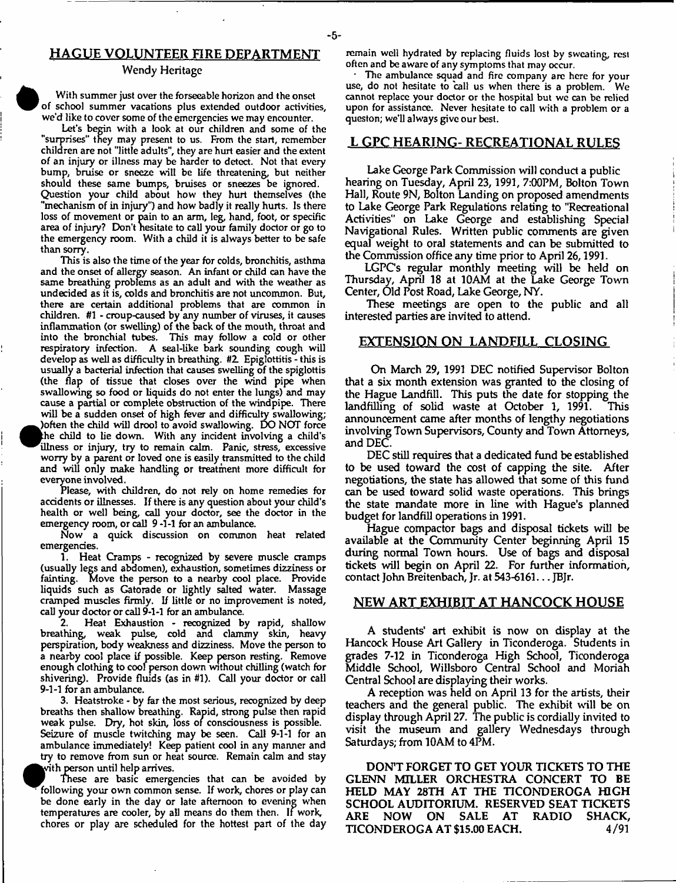## HAGUE VOLUNTEER FIRE DEPARTMENT

Wendy Heritage

With summer just over the forseeable horizon and the onset of school summer vacations plus extended outdoor activities, we'd like to cover some of the emergencies we may encounter.

Let's begin with a look at our children and some of the "surprises" they may present to us. From the start, remember children are not "little adults", they are hurt easier and the extent of an injury or illness may be harder to detect. Not that every bump, bruise or sneeze will be life threatening, but neither should these same bumps, bruises or sneezes be ignored. Question your child about how they hurt themselves (the "mechanism of in injury") and how badly it really hurts. Is there loss of movement or pain to an arm, leg, hand, foot, or specific area of injury? Don't hesitate to call your family doctor or go to the emergency room. With a child it is always better to be safe than sorry.

This is also the time of the year for colds, bronchitis, asthma and the onset of allergy season. An infant or child can have the same breathing problems as an adult and with the weather as undecided as it is, colds and bronchitis are not uncommon. But, there are certain additional problems that are common in children. #1 - croup-caused by any number of viruses, it causes inflammation (or swelling) of the back of the mouth, throat and into the bronchial tubes. This may follow a cold or other respiratory infection. A seal-like bark sounding cough will develop as well as difficulty in breathing. #2. Epiglottitis - this is usually a bacterial infection that causes swelling of the spiglottis (the flap of tissue that closes over the wind pipe when swallowing so food or liquids do not enter the lungs) and may cause a partial or complete obstruction of the windpipe. There will be a sudden onset of high fever and difficulty swallowing; )often the child will drool to avoid swallowing. DO NOT force the child to lie down. With any incident involving a child's illness or injury, try to remain calm. Panic, stress, excessive worry by a parent or loved one is easily transmitted to the child and will only make handling or treatment more difficult for everyone involved.

Please, with children, do not rely on home remedies for accidents or illnesses. If there is any question about your child's health or well being, call your doctor, see the doctor in the emergency room, or call 9-1-1 for an ambulance.

Now a quick discussion on common heat related emergencies.

1. Heat Cramps - recognized by severe muscle cramps (usually legs and abdomen), exhaustion, sometimes dizziness or fainting. Move the person to a nearby cool place. Provide liquids such as Gatorade or lightly salted water. Massage cramped muscles firmly. If little or no improvement is noted, call your doctor or call 9-1-1 for an ambulance.

2. Heat Exhaustion - recognized by rapid, shallow breathing, weak pulse, cold and clammy skin, heavy perspiration, body weakness and dizziness. Move the person to a nearby cool place if possible. Keep person resting. Remove enough clothing to cool person down without chilling (watch for shivering). Provide fluids (as in #1). Call your doctor or call 9-1-1 for an ambulance.

3. Heatstroke - by far the most serious, recognized by deep breaths then shallow breathing. Rapid, strong pulse then rapid weak pulse. Dry, hot skin, loss of consciousness is possible. Seizure of muscle twitching may be seen. Call 9-1-1 for an ambulance immediately! Keep patient cool in any manner and try to remove from sun or heat source. Remain calm and stay with person until help arrives.

These are basic emergencies that can be avoided by following your own common sense. If work, chores or play can be done early in the day or late afternoon to evening when temperatures are cooler, by all means do them then. If work, chores or play are scheduled for the hottest part of the day remain well hydrated by replacing fluids lost by sweating, rest often and be aware of any symptoms that may occur.

The ambulance squad and fire company are here for your use, do not hesitate to call us when there is a problem. We cannot replace your doctor or the hospital but we can be relied upon for assistance. Never hesitate to call with a problem or a queston; we'll always give our best.

## L GPC HEARING- RECREATIONAL RULES

Lake George Park Commission will conduct a public hearing on Tuesday, April 23, 1991, 7:00PM, Bolton Town Hall, Route 9N, Bolton Landing on proposed amendments to Lake George Park Regulations relating to "Recreational Activities" on Lake George and establishing Special Navigational Rules. Written public comments are given equal weight to oral statements and can be submitted to the Commission office any time prior to April 26, 1991.

LGPC's regular monthly meeting will be held on Thursday, April 18 at 10AM at the Lake George Town Center, Old Post Road, Lake George, NY.

These meetings are open to the public and all interested parties are invited to attend.

## EXTENSION ON LANDFILL CLOSING

On March 29, 1991 DEC notified Supervisor Bolton that a six month extension was granted to the closing of the Hague Landfill. This puts the date for stopping the landfilling of solid waste at October 1, 1991. This announcement came after months of lengthy negotiations involving Town Supervisors, County and Town Attorneys, and DEC.

DEC still requires that a dedicated fund be established to be used toward the cost of capping the site. After negotiations, the state has allowed that some of this fund can be used toward solid waste operations. This brings the state mandate more in line with Hague's planned budget for landfill operations in 1991.

Hague compactor bags and disposal tickets will be available at the Community Center beginning April 15 during normal Town hours. Use of bags and disposal tickets will begin on April 22. For further information, contact John Breitenbach, Jr. at 543-6161... JBJr.

## NEW ART EXHIBIT AT HANCOCK HOUSE

A students' art exhibit is now on display at the Hancock House Art Gallery in Ticonderoga. Students in grades 7-12 in Ticonderoga High School, Ticonderoga Middle School, Willsboro Central School and Moriah Central School are displaying their works.

A reception was held on April 13 for the artists, their teachers and the general public. The exhibit will be on display through April 27. The public is cordially invited to visit the museum and gallery Wednesdays through Saturdays; from 10AM to 4PM.

**DON'T FORGET TO GET YOUR TICKETS TO THE GLENN MILLER ORCHESTRA CONCERT TO BE HELD MAY 28TH AT THE TICONDEROGA HIGH SCHOOL AUDITORIUM. RESERVED SEAT TICKETS ARE NOW ON SALE AT RADIO SHACK, TICONDEROGA AT $15.00 EACH.** 4/91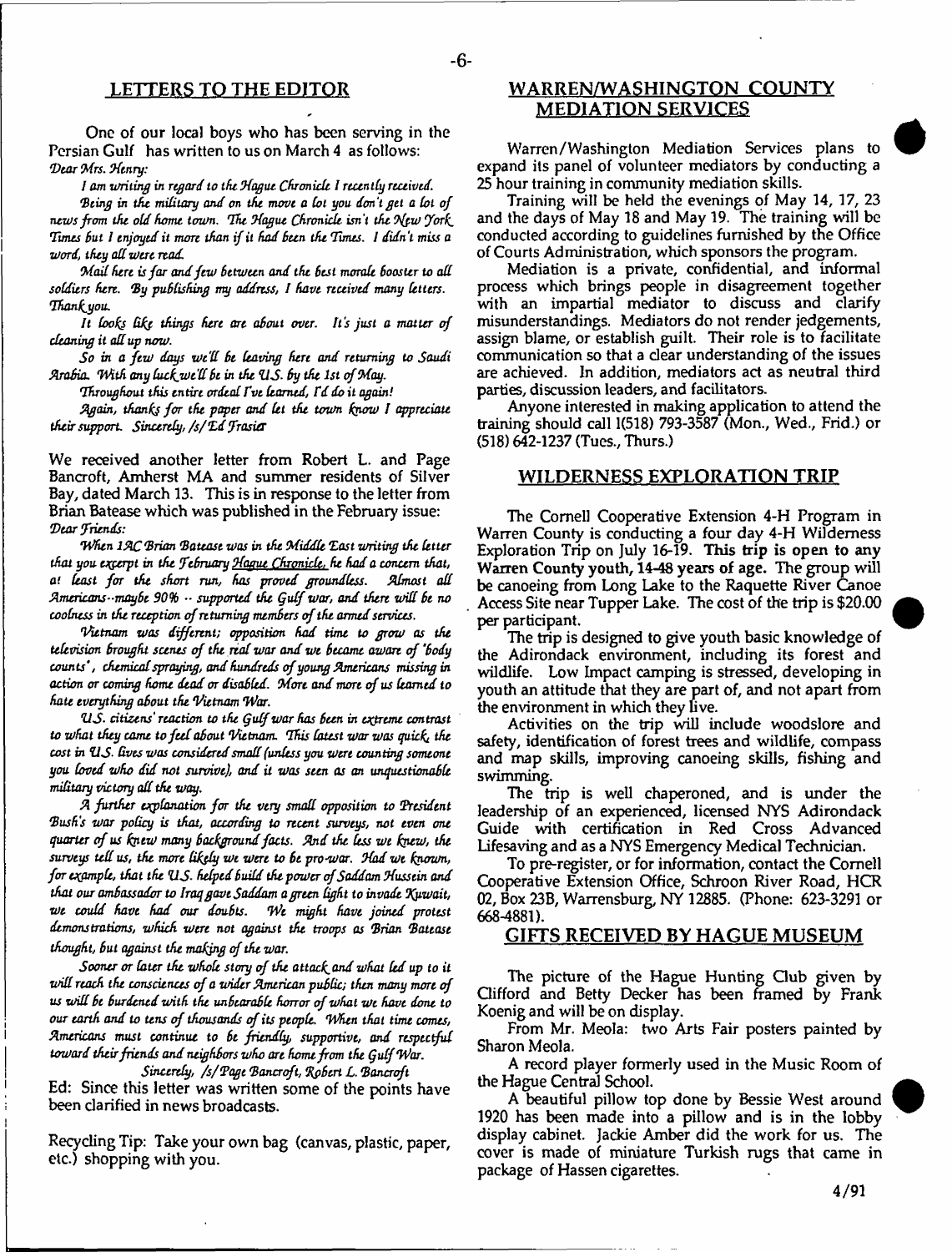## LETTERS TO THE EDITOR

One of our local boys who has been serving in the Persian Gulf has written to us on March 4 as follows:

*Dear Mrs. Henry:*

*I am writing in regard to the Hague Chronicle I recently received.*

*Being in the military and on the move a lot you don't get a lot of news from the old home town. The Hague Chronicle isn't the New York Times but I enjoyed it more than if it had been the Times. I didn't miss a word, they all were read.*

*Mail here is far and few between and the best morale booster to all soldiers here. By publishing my address, I have received many letters. Thank you.*

*It looks like things here are about over. It's just a matter of cleaning it all up now.*

*So in a few days we'll be leaving here and returning to Saudi Arabia. With any luck we'll be in the U.S. by the 1st of May.*

*Throughout this entire ordeal I've learned, I'd do it again!*

*Again, thanks for the paper and let the town know I appreciate their support. Sincerely, /s/ Ed Frasier*

We received another letter from Robert L. and Page Bancroft, Amherst MA and summer residents of Silver Bay, dated March 13. This is in response to the letter from Brian Batease which was published in the February issue:

*Dear Friends:*

*When 1AC Brian Batease was in the Middle East writing the letter that you excerpt in the February Hague Chronicle, he had a concern that, at least for the short run, has proved groundless. Almost all Americans--maybe 90% -- supported the Gulf war, and there will be no coolness in the reception of returning members of the armed services.*

*Vietnam was different; opposition had time to grow as the television brought scenes of the real war and we became aware of "body counts", chemical spraying, and hundreds of young Americans missing in action or coming home dead or disabled. More and more of us learned to hate everything about the Vietnam War.*

*U.S. citizens' reaction to the Gulf war has been in extreme contrast to what they came to feel about Vietnam. This latest war was quick, the cost in U.S. lives was considered small (unless you were counting someone you loved who did not survive), and it was seen as an unquestionable military victory all the way.*

*A further explanation for the very small opposition to President Bush's war policy is that, according to recent surveys, not even one quarter of us knew many background facts. And the less we knew, the surveys tell us, the more likely we were to be pro-war. Had we known, for example, that the U.S. helped build the power of Saddam Hussein and that our ambassador to Iraq gave Saddam a green light to invade Kuwait, we could have had our doubts. We might have joined protest demonstrations, which were not against the troops as Brian Batease thought, but against the making of the war.*

*Sooner or later the whole story of the attack and what led up to it will reach the consciences of a wider American public; then many more of us will be burdened with the unbearable horror of what we have done to our earth and to tens of thousands of its people. When that time comes, Americans must continue to be friendly, supportive, and respectful toward their friends and neighbors who are home from the Gulf War.*

*Sincerely, /s/ Page Bancroft, Robert L. Bancroft*

Ed: Since this letter was written some of the points have been clarified in news broadcasts.

Recycling Tip: Take your own bag (canvas, plastic, paper, etc.) shopping with you.

## WARREN/WASHINGTON COUNTY MEDIATION SERVICES

Warren/Washington Mediation Services plans to expand its panel of volunteer mediators by conducting a 25 hour training in community mediation skills.

Training will be held the evenings of May 14, 17, 23 and the days of May 18 and May 19. The training will be conducted according to guidelines furnished by the Office of Courts Administration, which sponsors the program.

Mediation is a private, confidential, and informal process which brings people in disagreement together with an impartial mediator to discuss and clarify misunderstandings. Mediators do not render jedgements, assign blame, or establish guilt. Their role is to facilitate communication so that a clear understanding of the issues are achieved. In addition, mediators act as neutral third parties, discussion leaders, and facilitators.

Anyone interested in making application to attend the training should call 1(518) 793-3587 (Mon., Wed., Frid.) or (518) 642-1237 (Tues., Thurs.)

## WILDERNESS EXPLORATION TRIP

The Cornell Cooperative Extension 4-H Program in Warren County is conducting a four day 4-H Wilderness Exploration Trip on July 16-19. **This trip is open to any Warren County youth, 14-48 years of age.** The group will be canoeing from Long Lake to the Raquette River Canoe Access Site near Tupper Lake. The cost of the trip is $20.00 per participant.

The trip is designed to give youth basic knowledge of the Adirondack environment, including its forest and wildlife. Low Impact camping is stressed, developing in youth an attitude that they are part of, and not apart from the environment in which they live.

Activities on the trip will include woodslore and safety, identification of forest trees and wildlife, compass and map skills, improving canoeing skills, fishing and swimming.

The trip is well chaperoned, and is under the leadership of an experienced, licensed NYS Adirondack Guide with certification in Red Cross Advanced Lifesaving and as a NYS Emergency Medical Technician.

To pre-register, or for information, contact the Cornell Cooperative Extension Office, Schroon River Road, HCR 02, Box 23B, Warrensburg, NY 12885. (Phone: 623-3291 or 668-4881).

## GIFTS RECEIVED BY HAGUE MUSEUM

The picture of the Hague Hunting Club given by Clifford and Betty Decker has been framed by Frank Koenig and will be on display.

From Mr. Meola: two Arts Fair posters painted by Sharon Meola.

A record player formerly used in the Music Room of the Hague Central School.

A beautiful pillow top done by Bessie West around 1920 has been made into a pillow and is in the lobby display cabinet. Jackie Amber did the work for us. The cover is made of miniature Turkish rugs that came in package of Hassen cigarettes.

4/91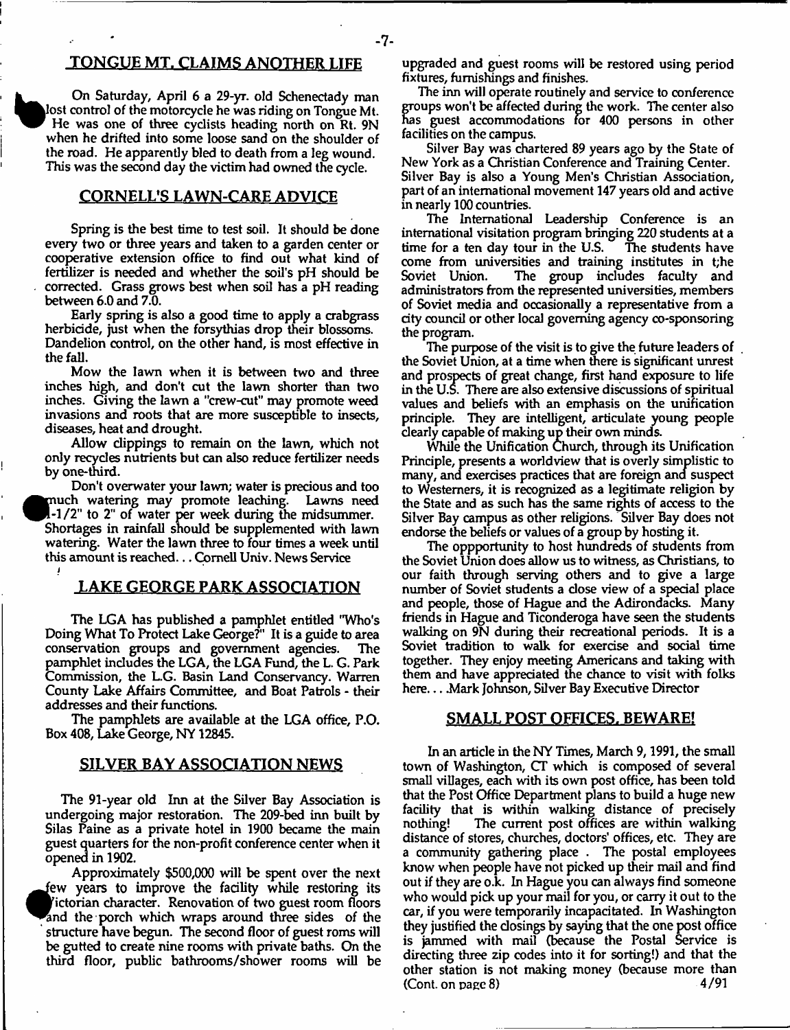## TONGUE MT. CLAIMS ANOTHER LIFE

On Saturday, April 6 a 29-yr. old Schenectady man lost control of the motorcycle he was riding on Tongue Mt. He was one of three cyclists heading north on Rt. 9N when he drifted into some loose sand on the shoulder of the road. He apparently bled to death from a leg wound. This was the second day the victim had owned the cycle.

## CORNELL'S LAWN-CARE ADVICE

Spring is the best time to test soil. It should be done every two or three years and taken to a garden center or cooperative extension office to find out what kind of fertilizer is needed and whether the soil's pH should be corrected. Grass grows best when soil has a pH reading between 6.0 and 7.0.

Early spring is also a good time to apply a crabgrass herbicide, just when the forsythias drop their blossoms. Dandelion control, on the other hand, is most effective in the fall.

Mow the lawn when it is between two and three inches high, and don't cut the lawn shorter than two inches. Giving the lawn a "crew-cut" may promote weed invasions and roots that are more susceptible to insects, diseases, heat and drought.

Allow clippings to remain on the lawn, which not only recycles nutrients but can also reduce fertilizer needs by one-third.

Don't overwater your lawn; water is precious and too much watering may promote leaching. Lawns need 1-1/2" to 2" of water per week during the midsummer. Shortages in rainfall should be supplemented with lawn watering. Water the lawn three to four times a week until this amount is reached... Cornell Univ. News Service

## LAKE GEORGE PARK ASSOCIATION

The LGA has published a pamphlet entitled "Who's Doing What To Protect Lake George?" It is a guide to area conservation groups and government agencies. The pamphlet includes the LGA, the LGA Fund, the L. G. Park Commission, the L.G. Basin Land Conservancy. Warren County Lake Affairs Committee, and Boat Patrols - their addresses and their functions.

The pamphlets are available at the LGA office, P.O. Box 408, Lake George, NY 12845.

## SILVER BAY ASSOCIATION NEWS

The 91-year old Inn at the Silver Bay Association is undergoing major restoration. The 209-bed inn built by Silas Paine as a private hotel in 1900 became the main guest quarters for the non-profit conference center when it opened in 1902.

Approximately $500,000 will be spent over the next few years to improve the facility while restoring its Victorian character. Renovation of two guest room floors and the porch which wraps around three sides of the structure have begun. The second floor of guest roms will be gutted to create nine rooms with private baths. On the third floor, public bathrooms/shower rooms will be upgraded and guest rooms will be restored using period fixtures, furnishings and finishes.

The inn will operate routinely and service to conference groups won't be affected during the work. The center also has guest accommodations for 400 persons in other facilities on the campus.

Silver Bay was chartered 89 years ago by the State of New York as a Christian Conference and Training Center. Silver Bay is also a Young Men's Christian Association, part of an international movement 147 years old and active in nearly 100 countries.

The International Leadership Conference is an international visitation program bringing 220 students at a time for a ten day tour in the U.S. The students have come from universities and training institutes in t;he Soviet Union. The group includes faculty and administrators from the represented universities, members of Soviet media and occasionally a representative from a city council or other local governing agency co-sponsoring the program.

The purpose of the visit is to give the future leaders of the Soviet Union, at a time when there is significant unrest and prospects of great change, first hand exposure to life in the U.S. There are also extensive discussions of spiritual values and beliefs with an emphasis on the unification principle. They are intelligent, articulate young people clearly capable of making up their own minds.

While the Unification Church, through its Unification Principle, presents a worldview that is overly simplistic to many, and exercises practices that are foreign and suspect to Westerners, it is recognized as a legitimate religion by the State and as such has the same rights of access to the Silver Bay campus as other religions. Silver Bay does not endorse the beliefs or values of a group by hosting it.

The oppportunity to host hundreds of students from the Soviet Union does allow us to witness, as Christians, to our faith through serving others and to give a large number of Soviet students a close view of a special place and people, those of Hague and the Adirondacks. Many friends in Hague and Ticonderoga have seen the students walking on 9N during their recreational periods. It is a Soviet tradition to walk for exercise and social time together. They enjoy meeting Americans and taking with them and have appreciated the chance to visit with folks here... .Mark Johnson, Silver Bay Executive Director

## SMALL POST OFFICES, BEWARE!

In an article in the NY Times, March 9, 1991, the small town of Washington, CT which is composed of several small villages, each with its own post office, has been told that the Post Office Department plans to build a huge new facility that is within walking distance of precisely nothing! The current post offices are within walking distance of stores, churches, doctors' offices, etc. They are a community gathering place . The postal employees know when people have not picked up their mail and find out if they are o.k. In Hague you can always find someone who would pick up your mail for you, or carry it out to the car, if you were temporarily incapacitated. In Washington they justified the closings by saying that the one post office is jammed with mail (because the Postal Service is directing three zip codes into it for sorting!) and that the other station is not making money (because more than (Cont. on page 8)

4/91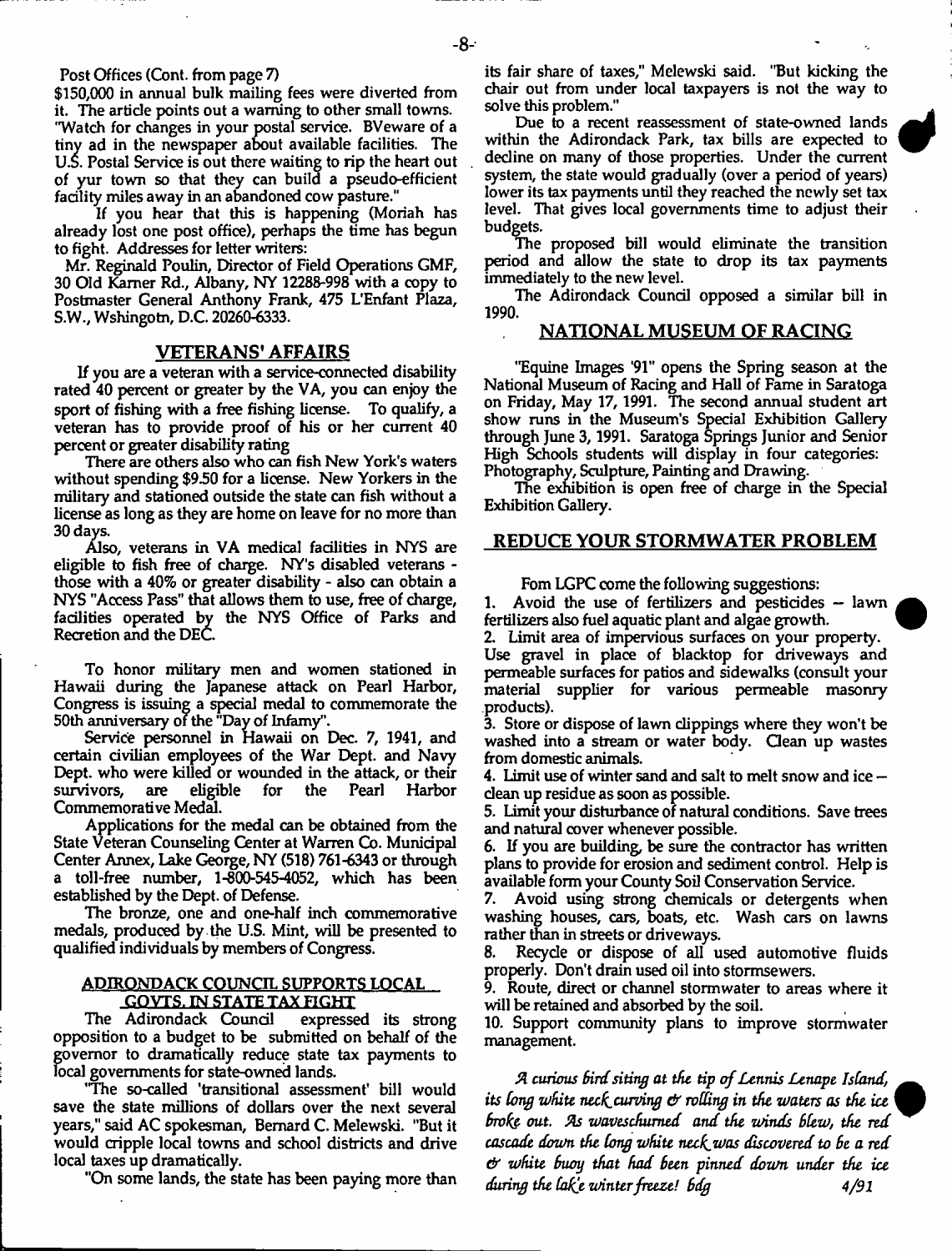Post Offices (Cont. from page 7)

$150,000 in annual bulk mailing fees were diverted from it. The article points out a warning to other small towns. "Watch for changes in your postal service. BVeware of a tiny ad in the newspaper about available facilities. The U.S. Postal Service is out there waiting to rip the heart out of yur town so that they can build a pseudo-efficient facility miles away in an abandoned cow pasture."

If you hear that this is happening (Moriah has already lost one post office), perhaps the time has begun to fight. Addresses for letter writers:

Mr. Reginald Poulin, Director of Field Operations GMF, 30 Old Karner Rd., Albany, NY 12288-998 with a copy to Postmaster General Anthony Frank, 475 L'Enfant Plaza, S.W., Wshingotn, D.C. 20260-6333.

## VETERANS' AFFAIRS

If you are a veteran with a service-connected disability rated 40 percent or greater by the VA, you can enjoy the sport of fishing with a free fishing license. To qualify, a veteran has to provide proof of his or her current 40 percent or greater disability rating

There are others also who can fish New York's waters without spending $9.50 for a license. New Yorkers in the military and stationed outside the state can fish without a license as long as they are home on leave for no more than 30 days.

Also, veterans in VA medical facilities in NYS are eligible to fish free of charge. NY's disabled veterans - those with a 40% or greater disability - also can obtain a NYS "Access Pass" that allows them to use, free of charge, facilities operated by the NYS Office of Parks and Recretion and the DEC.

To honor military men and women stationed in Hawaii during the Japanese attack on Pearl Harbor, Congress is issuing a special medal to commemorate the 50th anniversary of the "Day of Infamy".

Service personnel in Hawaii on Dec. 7, 1941, and certain civilian employees of the War Dept. and Navy Dept. who were killed or wounded in the attack, or their survivors, are eligible for the Pearl Harbor Commemorative Medal.

Applications for the medal can be obtained from the State Veteran Counseling Center at Warren Co. Municipal Center Annex, Lake George, NY (518) 761-6343 or through a toll-free number, 1-800-545-4052, which has been established by the Dept. of Defense.

The bronze, one and one-half inch commemorative medals, produced by the U.S. Mint, will be presented to qualified individuals by members of Congress.

## ADIRONDACK COUNCIL SUPPORTS LOCAL GOVTS. IN STATE TAX FIGHT

The Adirondack Council expressed its strong opposition to a budget to be submitted on behalf of the governor to dramatically reduce state tax payments to local governments for state-owned lands.

"The so-called 'transitional assessment' bill would save the state millions of dollars over the next several years," said AC spokesman, Bernard C. Melewski. "But it would cripple local towns and school districts and drive local taxes up dramatically.

"On some lands, the state has been paying more than its fair share of taxes," Melewski said. "But kicking the chair out from under local taxpayers is not the way to solve this problem."

Due to a recent reassessment of state-owned lands within the Adirondack Park, tax bills are expected to decline on many of those properties. Under the current system, the state would gradually (over a period of years) lower its tax payments until they reached the newly set tax level. That gives local governments time to adjust their budgets.

The proposed bill would eliminate the transition period and allow the state to drop its tax payments immediately to the new level.

The Adirondack Council opposed a similar bill in 1990.

## NATIONAL MUSEUM OF RACING

"Equine Images '91" opens the Spring season at the National Museum of Racing and Hall of Fame in Saratoga on Friday, May 17, 1991. The second annual student art show runs in the Museum's Special Exhibition Gallery through June 3, 1991. Saratoga Springs Junior and Senior High Schools students will display in four categories: Photography, Sculpture, Painting and Drawing.

The exhibition is open free of charge in the Special Exhibition Gallery.

## REDUCE YOUR STORMWATER PROBLEM

Fom LGPC come the following suggestions:

1. Avoid the use of fertilizers and pesticides -- lawn fertilizers also fuel aquatic plant and algae growth.
2. Limit area of impervious surfaces on your property. Use gravel in place of blacktop for driveways and permeable surfaces for patios and sidewalks (consult your material supplier for various permeable masonry products).
3. Store or dispose of lawn clippings where they won't be washed into a stream or water body. Clean up wastes from domestic animals.
4. Limit use of winter sand and salt to melt snow and ice -- clean up residue as soon as possible.
5. Limit your disturbance of natural conditions. Save trees and natural cover whenever possible.
6. If you are building, be sure the contractor has written plans to provide for erosion and sediment control. Help is available form your County Soil Conservation Service.
7. Avoid using strong chemicals or detergents when washing houses, cars, boats, etc. Wash cars on lawns rather than in streets or driveways.
8. Recycle or dispose of all used automotive fluids properly. Don't drain used oil into stormsewers.
9. Route, direct or channel stormwater to areas where it will be retained and absorbed by the soil.
10. Support community plans to improve stormwater management.

*A curious bird siting at the tip of Lennis Lenape Island, its long white neck curving & rolling in the waters as the ice broke out. As waveschurned and the winds blew, the red cascade down the long white neck was discovered to be a red & white buoy that had been pinned down under the ice during the lake winter freeze! bdg* 4/91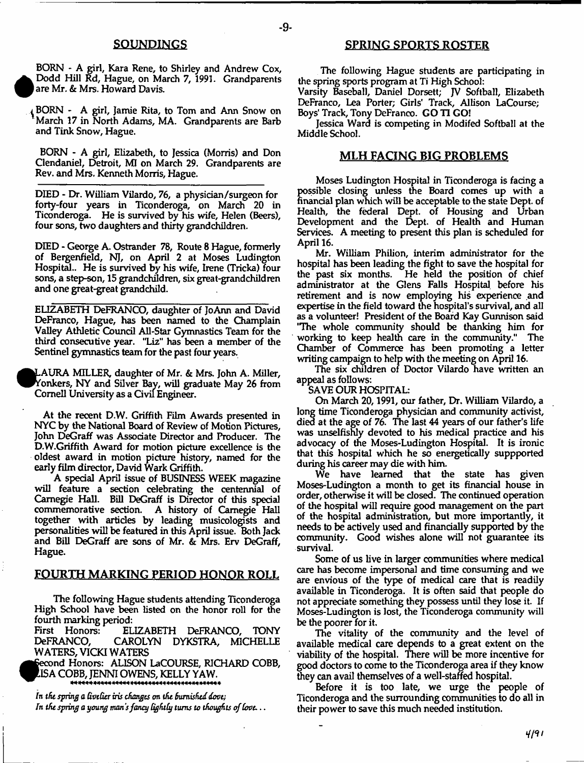## SOUNDINGS

BORN - A girl, Kara Rene, to Shirley and Andrew Cox, Dodd Hill Rd, Hague, on March 7, 1991. Grandparents are Mr. & Mrs. Howard Davis.

BORN - A girl, Jamie Rita, to Tom and Ann Snow on March 17 in North Adams, MA. Grandparents are Barb and Tink Snow, Hague.

BORN - A girl, Elizabeth, to Jessica (Morris) and Don Clendaniel, Detroit, MI on March 29. Grandparents are Rev. and Mrs. Kenneth Morris, Hague.

---

DIED - Dr. William Vilardo, 76, a physician/surgeon for forty-four years in Ticonderoga, on March 20 in Ticonderoga. He is survived by his wife, Helen (Beers), four sons, two daughters and thirty grandchildren.

DIED - George A. Ostrander 78, Route 8 Hague, formerly of Bergenfield, NJ, on April 2 at Moses Ludington Hospital.. He is survived by his wife, Irene (Tricka) four sons, a step-son, 15 grandchildren, six great-grandchildren and one great-great grandchild.

---

ELIZABETH DeFRANCO, daughter of JoAnn and David DeFranco, Hague, has been named to the Champlain Valley Athletic Council All-Star Gymnastics Team for the third consecutive year. "Liz" has been a member of the Sentinel gymnastics team for the past four years.

LAURA MILLER, daughter of Mr. & Mrs. John A. Miller, Yonkers, NY and Silver Bay, will graduate May 26 from Cornell University as a Civil Engineer.

At the recent D.W. Griffith Film Awards presented in NYC by the National Board of Review of Motion Pictures, John DeGraff was Associate Director and Producer. The D.W.Griffith Award for motion picture excellence is the oldest award in motion picture history, named for the early film director, David Wark Griffith.

A special April issue of BUSINESS WEEK magazine will feature a section celebrating the centennial of Carnegie Hall. Bill DeGraff is Director of this special commemorative section. A history of Carnegie Hall together with articles by leading musicologists and personalities will be featured in this April issue. Both Jack and Bill DeGraff are sons of Mr. & Mrs. Erv DeGraff, Hague.

## FOURTH MARKING PERIOD HONOR ROLL

The following Hague students attending Ticonderoga High School have been listed on the honor roll for the fourth marking period:

First Honors: ELIZABETH DeFRANCO, TONY DeFRANCO, CAROLYN DYKSTRA, MICHELLE WATERS, VICKI WATERS

Second Honors: ALISON LaCOURSE, RICHARD COBB, LISA COBB, JENNI OWENS, KELLY YAW.

*In the spring a livelier iris changes on the burnished dove;*
*In the spring a young man's fancy lightly turns to thoughts of love...*

## SPRING SPORTS ROSTER

The following Hague students are participating in the spring sports program at Ti High School:

Varsity Baseball, Daniel Dorsett; JV Softball, Elizabeth DeFranco, Lea Porter; Girls' Track, Allison LaCourse; Boys' Track, Tony DeFranco. GO TI GO!

Jessica Ward is competing in Modifed Softball at the Middle School.

## MLH FACING BIG PROBLEMS

Moses Ludington Hospital in Ticonderoga is facing a possible closing unless the Board comes up with a financial plan which will be acceptable to the state Dept. of Health, the federal Dept. of Housing and Urban Development and the Dept. of Health and Human Services. A meeting to present this plan is scheduled for April 16.

Mr. William Philion, interim administrator for the hospital has been leading the fight to save the hospital for the past six months. He held the position of chief administrator at the Glens Falls Hospital before his retirement and is now employing his experience and expertise in the field toward the hospital's survival, and all as a volunteer! President of the Board Kay Gunnison said "The whole community should be thanking him for working to keep health care in the community." The Chamber of Commerce has been promoting a letter writing campaign to help with the meeting on April 16.

The six children of Doctor Vilardo have written an appeal as follows:

SAVE OUR HOSPITAL:

On March 20, 1991, our father, Dr. William Vilardo, a long time Ticonderoga physician and community activist, died at the age of 76. The last 44 years of our father's life was unselfishly devoted to his medical practice and his advocacy of the Moses-Ludington Hospital. It is ironic that this hospital which he so energetically suppported during his career may die with him.

We have learned that the state has given Moses-Ludington a month to get its financial house in order, otherwise it will be closed. The continued operation of the hospital will require good management on the part of the hospital administration, but more importantly, it needs to be actively used and financially supported by the community. Good wishes alone will not guarantee its survival.

Some of us live in larger communities where medical care has become impersonal and time consuming and we are envious of the type of medical care that is readily available in Ticonderoga. It is often said that people do not appreciate something they possess until they lose it. If Moses-Ludington is lost, the Ticonderoga community will be the poorer for it.

The vitality of the community and the level of available medical care depends to a great extent on the viability of the hospital. There will be more incentive for good doctors to come to the Ticonderoga area if they know they can avail themselves of a well-staffed hospital.

Before it is too late, we urge the people of Ticonderoga and the surrounding communities to do all in their power to save this much needed institution.

4/91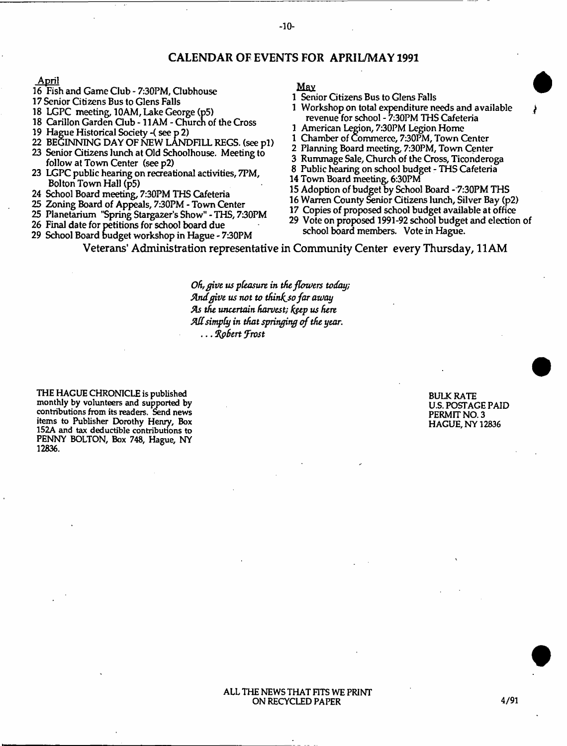## CALENDAR OF EVENTS FOR APRIL/MAY 1991

April

- 16 Fish and Game Club - 7:30PM, Clubhouse
- 17 Senior Citizens Bus to Glens Falls
- 18 LGPC meeting, 10AM, Lake George (p5)
- 18 Carillon Garden Club - 11AM - Church of the Cross
- 19 Hague Historical Society -( see p 2)
- 22 BEGINNING DAY OF NEW LANDFILL REGS. (see p1)
- 23 Senior Citizens lunch at Old Schoolhouse. Meeting to follow at Town Center (see p2)
- 23 LGPC public hearing on recreational activities, 7PM, Bolton Town Hall (p5)
- 24 School Board meeting, 7:30PM THS Cafeteria
- 25 Zoning Board of Appeals, 7:30PM - Town Center
- 25 Planetarium "Spring Stargazer's Show" - THS, 7:30PM
- 26 Final date for petitions for school board due
- 29 School Board budget workshop in Hague - 7:30PM

May

- 1 Senior Citizens Bus to Glens Falls
- 1 Workshop on total expenditure needs and available revenue for school - 7:30PM THS Cafeteria
- 1 American Legion, 7:30PM Legion Home
- 1 Chamber of Commerce, 7:30PM, Town Center
- 2 Planning Board meeting, 7:30PM, Town Center
- 3 Rummage Sale, Church of the Cross, Ticonderoga
- 8 Public hearing on school budget - THS Cafeteria
- 14 Town Board meeting, 6:30PM
- 15 Adoption of budget by School Board - 7:30PM THS
- 16 Warren County Senior Citizens lunch, Silver Bay (p2)
- 17 Copies of proposed school budget available at office
- 29 Vote on proposed 1991-92 school budget and election of school board members. Vote in Hague.

Veterans' Administration representative in Community Center every Thursday, 11AM

*Oh, give us pleasure in the flowers today;*
*And give us not to think so far away*
*As the uncertain harvest; keep us here*
*All simply in that springing of the year.*
*. . . Robert Frost*

THE HAGUE CHRONICLE is published monthly by volunteers and supported by contributions from its readers. Send news items to Publisher Dorothy Henry, Box 152A and tax deductible contributions to PENNY BOLTON, Box 748, Hague, NY 12836.

BULK RATE
U.S. POSTAGE PAID
PERMIT NO. 3
HAGUE, NY 12836

ALL THE NEWS THAT FITS WE PRINT
ON RECYCLED PAPER

4/91